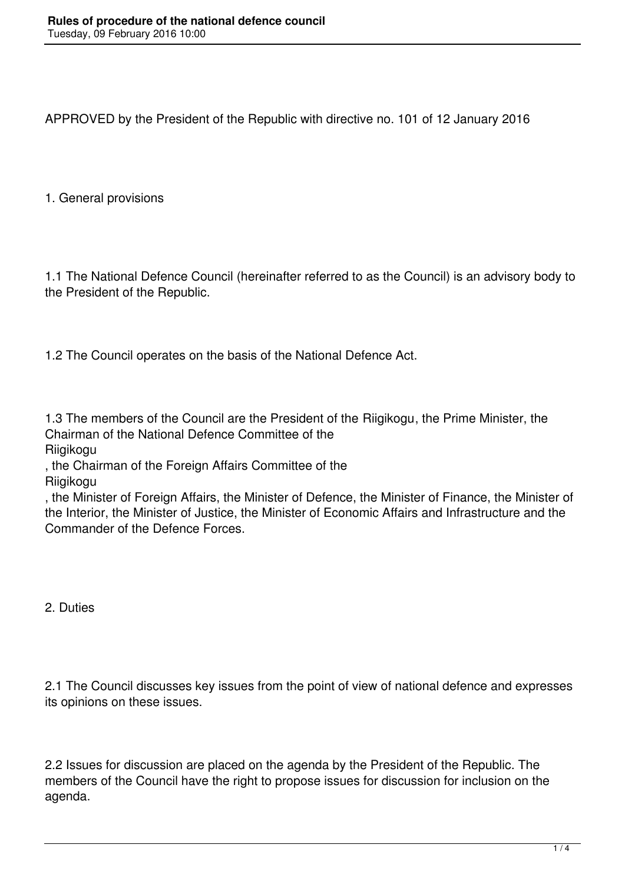APPROVED by the President of the Republic with directive no. 101 of 12 January 2016

## 1. General provisions

1.1 The National Defence Council (hereinafter referred to as the Council) is an advisory body to the President of the Republic.

1.2 The Council operates on the basis of the National Defence Act.

1.3 The members of the Council are the President of the Riigikogu, the Prime Minister, the Chairman of the National Defence Committee of the Riigikogu, the Chairman of the Foreign Affairs Committee of the Riigikogu, the Minister of Foreign Affairs, the Minister of Defence, the Minister of Finance, the Minister of the Interior, the Minister of Justice, the Minister of Economic Affairs and Infrastructure and the Commander of the Defence Forces.

## 2. Duties

2.1 The Council discusses key issues from the point of view of national defence and expresses its opinions on these issues.

2.2 Issues for discussion are placed on the agenda by the President of the Republic. The members of the Council have the right to propose issues for discussion for inclusion on the agenda.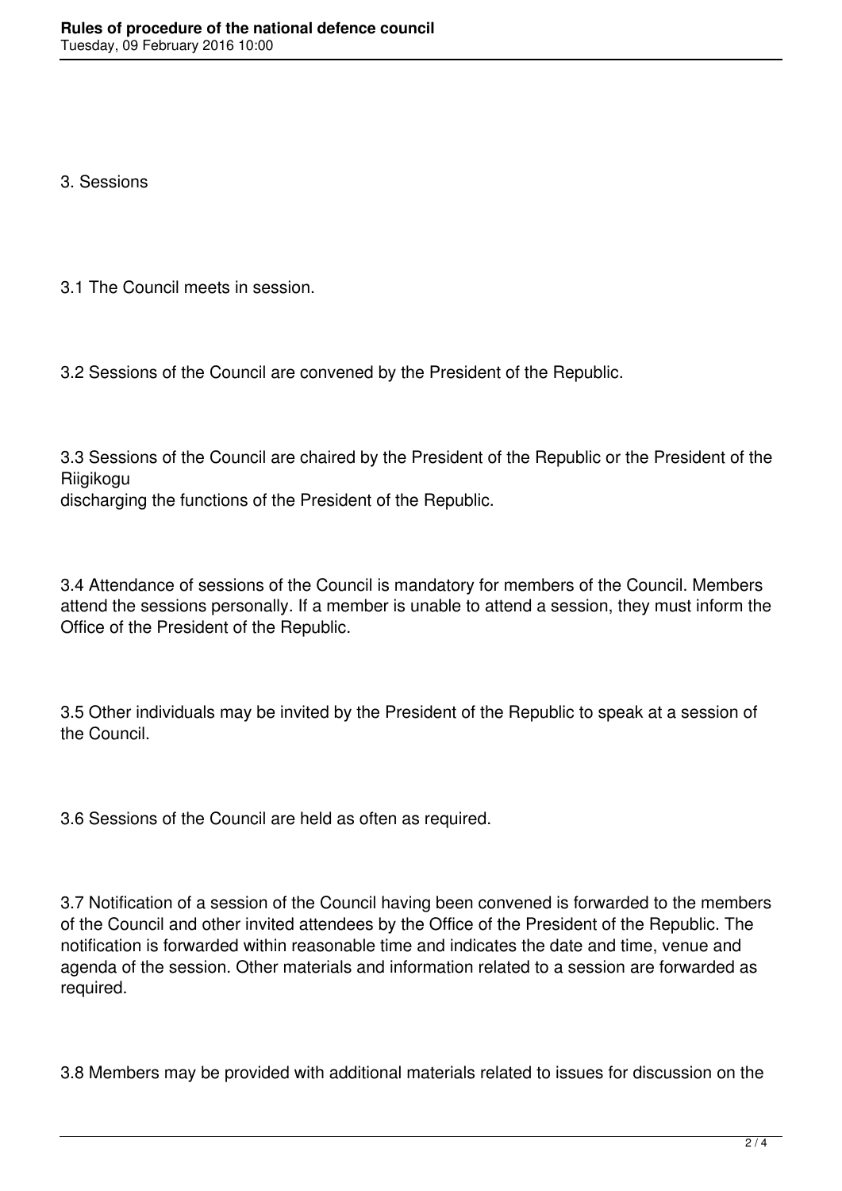## 3. Sessions

3.1 The Council meets in session.

3.2 Sessions of the Council are convened by the President of the Republic.

3.3 Sessions of the Council are chaired by the President of the Republic or the President of the Riigikogu discharging the functions of the President of the Republic.

3.4 Attendance of sessions of the Council is mandatory for members of the Council. Members attend the sessions personally. If a member is unable to attend a session, they must inform the Office of the President of the Republic.

3.5 Other individuals may be invited by the President of the Republic to speak at a session of the Council.

3.6 Sessions of the Council are held as often as required.

3.7 Notification of a session of the Council having been convened is forwarded to the members of the Council and other invited attendees by the Office of the President of the Republic. The notification is forwarded within reasonable time and indicates the date and time, venue and agenda of the session. Other materials and information related to a session are forwarded as required.

3.8 Members may be provided with additional materials related to issues for discussion on the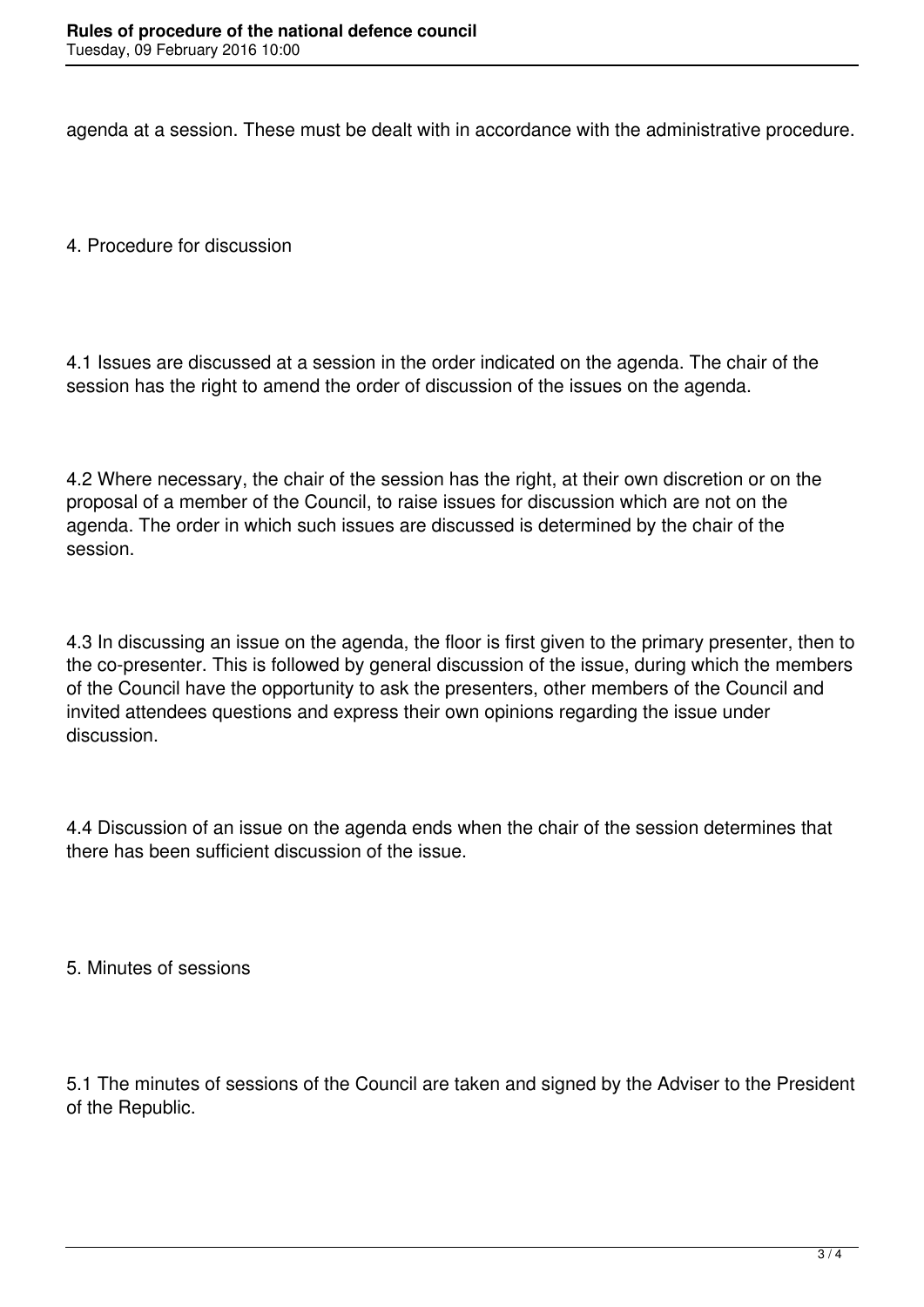agenda at a session. These must be dealt with in accordance with the administrative procedure.

## 4. Procedure for discussion

4.1 Issues are discussed at a session in the order indicated on the agenda. The chair of the session has the right to amend the order of discussion of the issues on the agenda.

4.2 Where necessary, the chair of the session has the right, at their own discretion or on the proposal of a member of the Council, to raise issues for discussion which are not on the agenda. The order in which such issues are discussed is determined by the chair of the session.

4.3 In discussing an issue on the agenda, the floor is first given to the primary presenter, then to the co-presenter. This is followed by general discussion of the issue, during which the members of the Council have the opportunity to ask the presenters, other members of the Council and invited attendees questions and express their own opinions regarding the issue under discussion.

4.4 Discussion of an issue on the agenda ends when the chair of the session determines that there has been sufficient discussion of the issue.

## 5. Minutes of sessions

5.1 The minutes of sessions of the Council are taken and signed by the Adviser to the President of the Republic.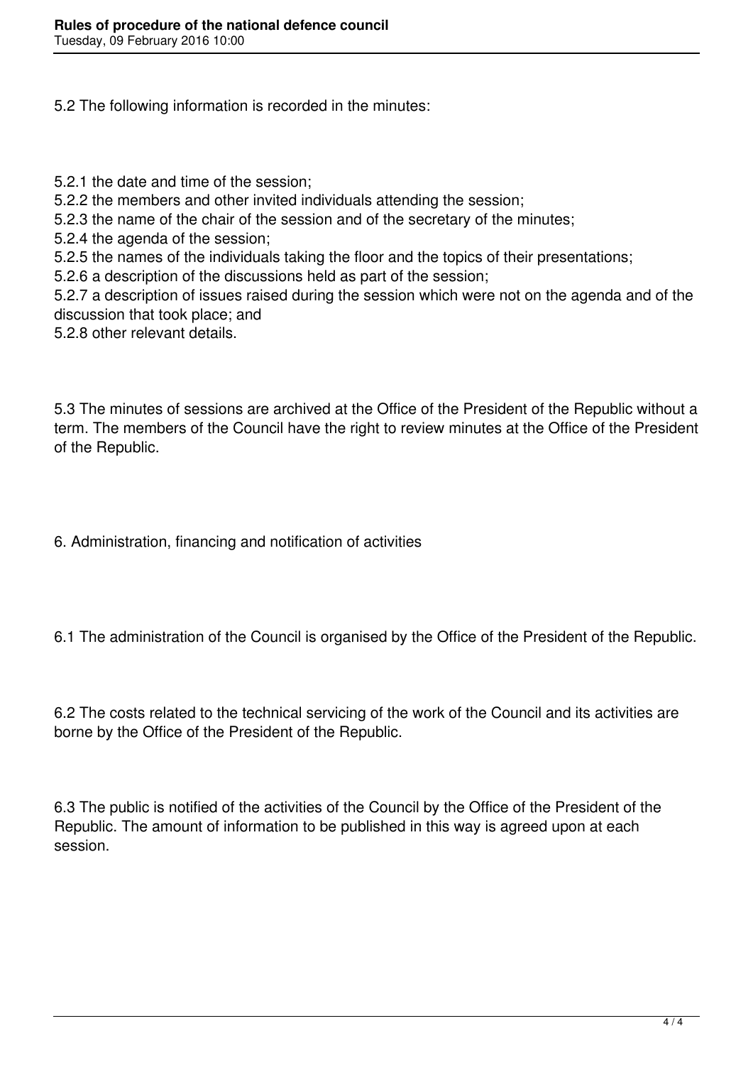5.2 The following information is recorded in the minutes:

5.2.1 the date and time of the session;
5.2.2 the members and other invited individuals attending the session;
5.2.3 the name of the chair of the session and of the secretary of the minutes;
5.2.4 the agenda of the session;
5.2.5 the names of the individuals taking the floor and the topics of their presentations;
5.2.6 a description of the discussions held as part of the session;
5.2.7 a description of issues raised during the session which were not on the agenda and of the discussion that took place; and
5.2.8 other relevant details.

5.3 The minutes of sessions are archived at the Office of the President of the Republic without a term. The members of the Council have the right to review minutes at the Office of the President of the Republic.

## 6. Administration, financing and notification of activities

6.1 The administration of the Council is organised by the Office of the President of the Republic.

6.2 The costs related to the technical servicing of the work of the Council and its activities are borne by the Office of the President of the Republic.

6.3 The public is notified of the activities of the Council by the Office of the President of the Republic. The amount of information to be published in this way is agreed upon at each session.